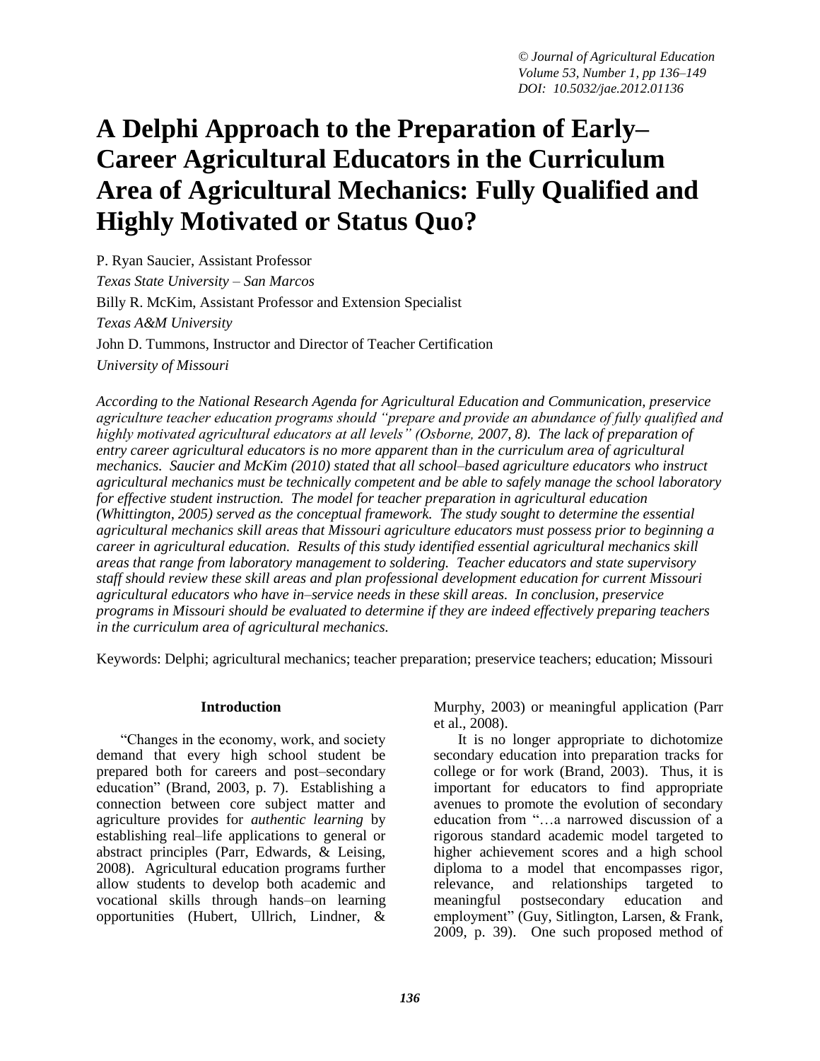# A Delphi Approach to the Preparation of Early–Career Agricultural Educators in the Curriculum Area of Agricultural Mechanics: Fully Qualified and Highly Motivated or Status Quo?

P. Ryan Saucier, Assistant Professor
*Texas State University – San Marcos*
Billy R. McKim, Assistant Professor and Extension Specialist
*Texas A&M University*
John D. Tummons, Instructor and Director of Teacher Certification
*University of Missouri*

*According to the National Research Agenda for Agricultural Education and Communication, preservice agriculture teacher education programs should "prepare and provide an abundance of fully qualified and highly motivated agricultural educators at all levels" (Osborne, 2007, 8). The lack of preparation of entry career agricultural educators is no more apparent than in the curriculum area of agricultural mechanics. Saucier and McKim (2010) stated that all school–based agriculture educators who instruct agricultural mechanics must be technically competent and be able to safely manage the school laboratory for effective student instruction. The model for teacher preparation in agricultural education (Whittington, 2005) served as the conceptual framework. The study sought to determine the essential agricultural mechanics skill areas that Missouri agriculture educators must possess prior to beginning a career in agricultural education. Results of this study identified essential agricultural mechanics skill areas that range from laboratory management to soldering. Teacher educators and state supervisory staff should review these skill areas and plan professional development education for current Missouri agricultural educators who have in–service needs in these skill areas. In conclusion, preservice programs in Missouri should be evaluated to determine if they are indeed effectively preparing teachers in the curriculum area of agricultural mechanics.*

Keywords: Delphi; agricultural mechanics; teacher preparation; preservice teachers; education; Missouri

## Introduction

"Changes in the economy, work, and society demand that every high school student be prepared both for careers and post–secondary education" (Brand, 2003, p. 7). Establishing a connection between core subject matter and agriculture provides for *authentic learning* by establishing real–life applications to general or abstract principles (Parr, Edwards, & Leising, 2008). Agricultural education programs further allow students to develop both academic and vocational skills through hands–on learning opportunities (Hubert, Ullrich, Lindner, & Murphy, 2003) or meaningful application (Parr et al., 2008).

It is no longer appropriate to dichotomize secondary education into preparation tracks for college or for work (Brand, 2003). Thus, it is important for educators to find appropriate avenues to promote the evolution of secondary education from "…a narrowed discussion of a rigorous standard academic model targeted to higher achievement scores and a high school diploma to a model that encompasses rigor, relevance, and relationships targeted to meaningful postsecondary education and employment" (Guy, Sitlington, Larsen, & Frank, 2009, p. 39). One such proposed method of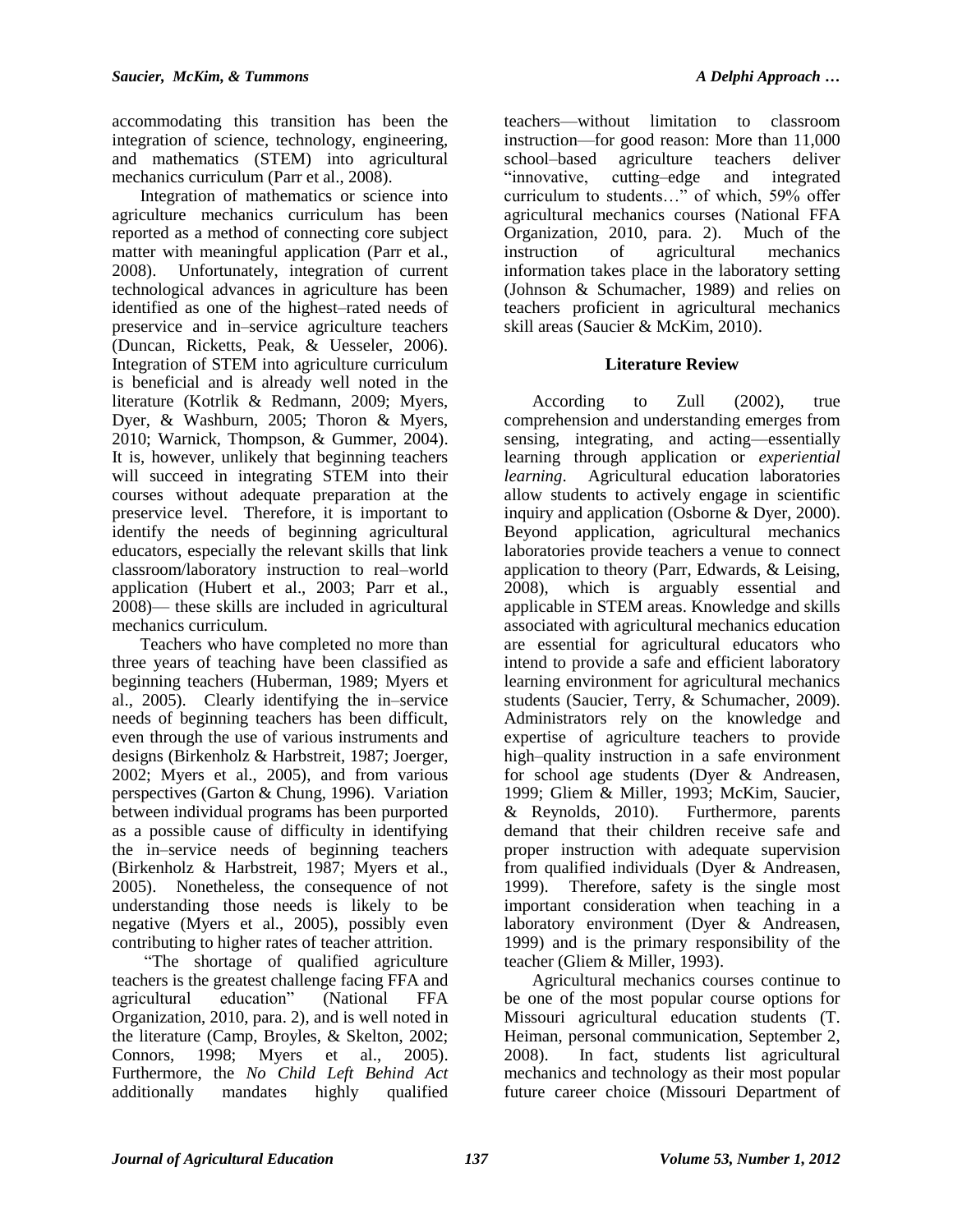accommodating this transition has been the integration of science, technology, engineering, and mathematics (STEM) into agricultural mechanics curriculum (Parr et al., 2008).

Integration of mathematics or science into agriculture mechanics curriculum has been reported as a method of connecting core subject matter with meaningful application (Parr et al., 2008). Unfortunately, integration of current technological advances in agriculture has been identified as one of the highest–rated needs of preservice and in–service agriculture teachers (Duncan, Ricketts, Peak, & Uesseler, 2006). Integration of STEM into agriculture curriculum is beneficial and is already well noted in the literature (Kotrlik & Redmann, 2009; Myers, Dyer, & Washburn, 2005; Thoron & Myers, 2010; Warnick, Thompson, & Gummer, 2004). It is, however, unlikely that beginning teachers will succeed in integrating STEM into their courses without adequate preparation at the preservice level. Therefore, it is important to identify the needs of beginning agricultural educators, especially the relevant skills that link classroom/laboratory instruction to real–world application (Hubert et al., 2003; Parr et al., 2008)— these skills are included in agricultural mechanics curriculum.

Teachers who have completed no more than three years of teaching have been classified as beginning teachers (Huberman, 1989; Myers et al., 2005). Clearly identifying the in–service needs of beginning teachers has been difficult, even through the use of various instruments and designs (Birkenholz & Harbstreit, 1987; Joerger, 2002; Myers et al., 2005), and from various perspectives (Garton & Chung, 1996). Variation between individual programs has been purported as a possible cause of difficulty in identifying the in–service needs of beginning teachers (Birkenholz & Harbstreit, 1987; Myers et al., 2005). Nonetheless, the consequence of not understanding those needs is likely to be negative (Myers et al., 2005), possibly even contributing to higher rates of teacher attrition.

"The shortage of qualified agriculture teachers is the greatest challenge facing FFA and agricultural education" (National FFA Organization, 2010, para. 2), and is well noted in the literature (Camp, Broyles, & Skelton, 2002; Connors, 1998; Myers et al., 2005). Furthermore, the *No Child Left Behind Act* additionally mandates highly qualified teachers—without limitation to classroom instruction—for good reason: More than 11,000 school–based agriculture teachers deliver "innovative, cutting–edge and integrated curriculum to students…" of which, 59% offer agricultural mechanics courses (National FFA Organization, 2010, para. 2). Much of the instruction of agricultural mechanics information takes place in the laboratory setting (Johnson & Schumacher, 1989) and relies on teachers proficient in agricultural mechanics skill areas (Saucier & McKim, 2010).

## Literature Review

According to Zull (2002), true comprehension and understanding emerges from sensing, integrating, and acting—essentially learning through application or *experiential learning*. Agricultural education laboratories allow students to actively engage in scientific inquiry and application (Osborne & Dyer, 2000). Beyond application, agricultural mechanics laboratories provide teachers a venue to connect application to theory (Parr, Edwards, & Leising, 2008), which is arguably essential and applicable in STEM areas. Knowledge and skills associated with agricultural mechanics education are essential for agricultural educators who intend to provide a safe and efficient laboratory learning environment for agricultural mechanics students (Saucier, Terry, & Schumacher, 2009). Administrators rely on the knowledge and expertise of agriculture teachers to provide high–quality instruction in a safe environment for school age students (Dyer & Andreasen, 1999; Gliem & Miller, 1993; McKim, Saucier, & Reynolds, 2010). Furthermore, parents demand that their children receive safe and proper instruction with adequate supervision from qualified individuals (Dyer & Andreasen, 1999). Therefore, safety is the single most important consideration when teaching in a laboratory environment (Dyer & Andreasen, 1999) and is the primary responsibility of the teacher (Gliem & Miller, 1993).

Agricultural mechanics courses continue to be one of the most popular course options for Missouri agricultural education students (T. Heiman, personal communication, September 2, 2008). In fact, students list agricultural mechanics and technology as their most popular future career choice (Missouri Department of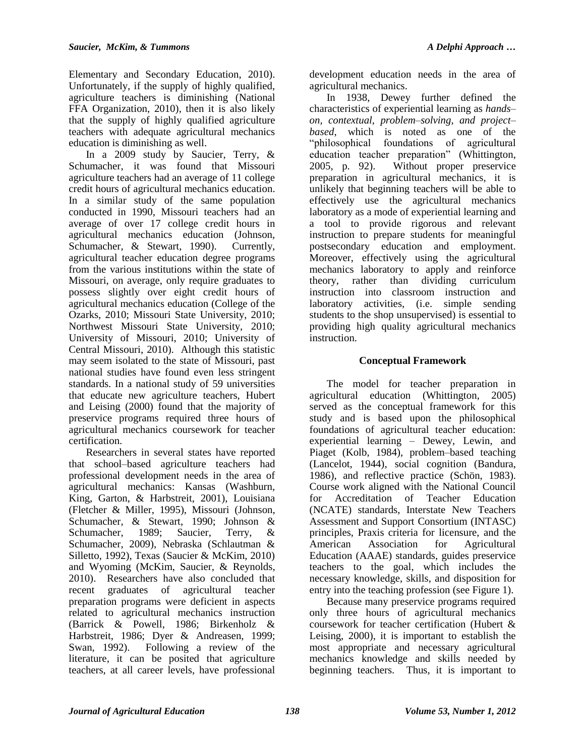Elementary and Secondary Education, 2010). Unfortunately, if the supply of highly qualified, agriculture teachers is diminishing (National FFA Organization, 2010), then it is also likely that the supply of highly qualified agriculture teachers with adequate agricultural mechanics education is diminishing as well.

In a 2009 study by Saucier, Terry, & Schumacher, it was found that Missouri agriculture teachers had an average of 11 college credit hours of agricultural mechanics education. In a similar study of the same population conducted in 1990, Missouri teachers had an average of over 17 college credit hours in agricultural mechanics education (Johnson, Schumacher, & Stewart, 1990). Currently, agricultural teacher education degree programs from the various institutions within the state of Missouri, on average, only require graduates to possess slightly over eight credit hours of agricultural mechanics education (College of the Ozarks, 2010; Missouri State University, 2010; Northwest Missouri State University, 2010; University of Missouri, 2010; University of Central Missouri, 2010). Although this statistic may seem isolated to the state of Missouri, past national studies have found even less stringent standards. In a national study of 59 universities that educate new agriculture teachers, Hubert and Leising (2000) found that the majority of preservice programs required three hours of agricultural mechanics coursework for teacher certification.

Researchers in several states have reported that school–based agriculture teachers had professional development needs in the area of agricultural mechanics: Kansas (Washburn, King, Garton, & Harbstreit, 2001), Louisiana (Fletcher & Miller, 1995), Missouri (Johnson, Schumacher, & Stewart, 1990; Johnson & Schumacher, 1989; Saucier, Terry, & Schumacher, 2009), Nebraska (Schlautman & Silletto, 1992), Texas (Saucier & McKim, 2010) and Wyoming (McKim, Saucier, & Reynolds, 2010). Researchers have also concluded that recent graduates of agricultural teacher preparation programs were deficient in aspects related to agricultural mechanics instruction (Barrick & Powell, 1986; Birkenholz & Harbstreit, 1986; Dyer & Andreasen, 1999; Swan, 1992). Following a review of the literature, it can be posited that agriculture teachers, at all career levels, have professional development education needs in the area of agricultural mechanics.

In 1938, Dewey further defined the characteristics of experiential learning as *hands–on, contextual, problem–solving, and project–based*, which is noted as one of the "philosophical foundations of agricultural education teacher preparation" (Whittington, 2005, p. 92). Without proper preservice preparation in agricultural mechanics, it is unlikely that beginning teachers will be able to effectively use the agricultural mechanics laboratory as a mode of experiential learning and a tool to provide rigorous and relevant instruction to prepare students for meaningful postsecondary education and employment. Moreover, effectively using the agricultural mechanics laboratory to apply and reinforce theory, rather than dividing curriculum instruction into classroom instruction and laboratory activities, (i.e. simple sending students to the shop unsupervised) is essential to providing high quality agricultural mechanics instruction.

## Conceptual Framework

The model for teacher preparation in agricultural education (Whittington, 2005) served as the conceptual framework for this study and is based upon the philosophical foundations of agricultural teacher education: experiential learning – Dewey, Lewin, and Piaget (Kolb, 1984), problem–based teaching (Lancelot, 1944), social cognition (Bandura, 1986), and reflective practice (Schön, 1983). Course work aligned with the National Council for Accreditation of Teacher Education (NCATE) standards, Interstate New Teachers Assessment and Support Consortium (INTASC) principles, Praxis criteria for licensure, and the American Association for Agricultural Education (AAAE) standards, guides preservice teachers to the goal, which includes the necessary knowledge, skills, and disposition for entry into the teaching profession (see Figure 1).

Because many preservice programs required only three hours of agricultural mechanics coursework for teacher certification (Hubert & Leising, 2000), it is important to establish the most appropriate and necessary agricultural mechanics knowledge and skills needed by beginning teachers. Thus, it is important to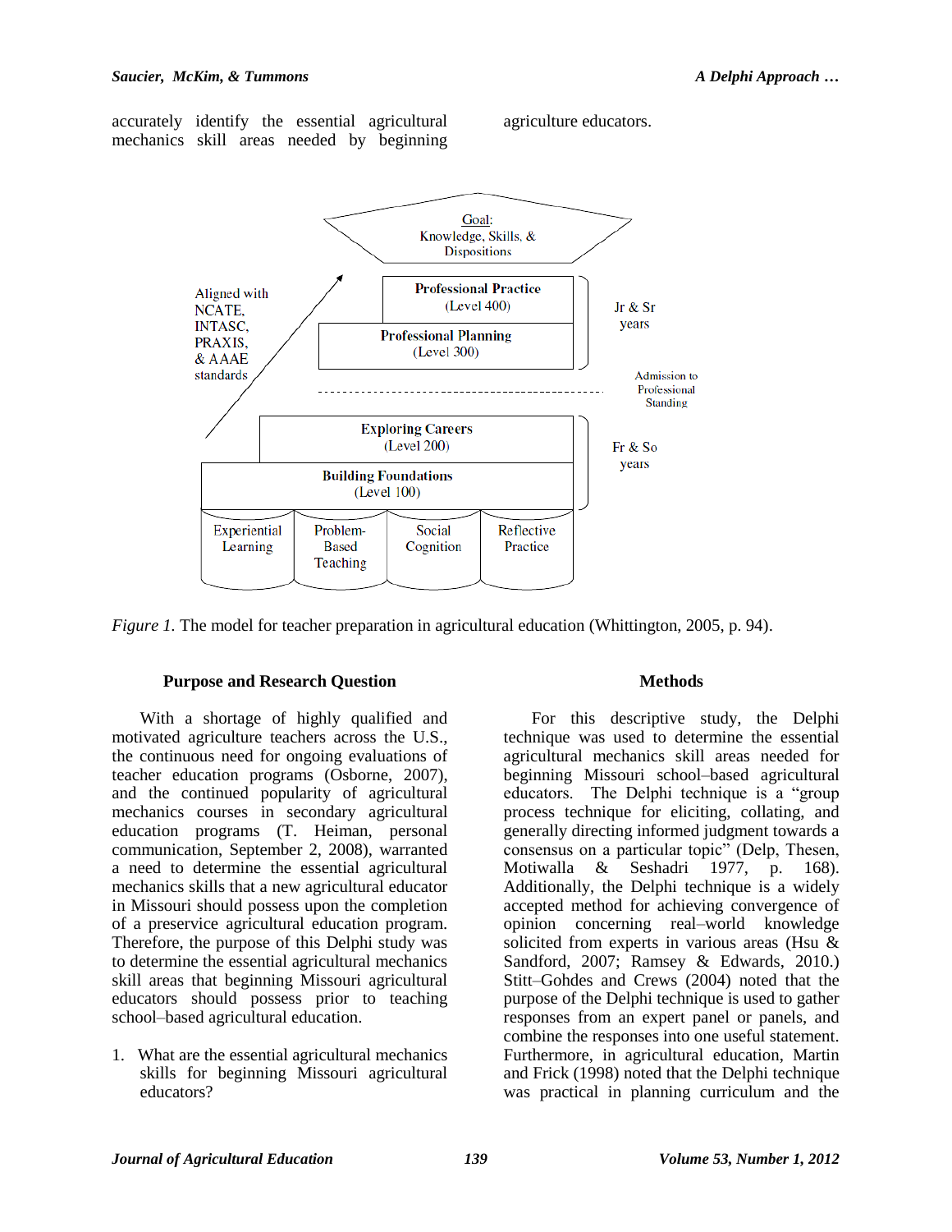accurately identify the essential agricultural mechanics skill areas needed by beginning agriculture educators.

Goal: Knowledge, Skills, & Dispositions

Aligned with NCATE, INTASC, PRAXIS, & AAAE standards

Professional Practice (Level 400)

Professional Planning (Level 300)

Jr & Sr years

Admission to Professional Standing

Exploring Careers (Level 200)

Building Foundations (Level 100)

Fr & So years

Experiential Learning | Problem-Based Teaching | Social Cognition | Reflective Practice

*Figure 1.* The model for teacher preparation in agricultural education (Whittington, 2005, p. 94).

## Purpose and Research Question

With a shortage of highly qualified and motivated agriculture teachers across the U.S., the continuous need for ongoing evaluations of teacher education programs (Osborne, 2007), and the continued popularity of agricultural mechanics courses in secondary agricultural education programs (T. Heiman, personal communication, September 2, 2008), warranted a need to determine the essential agricultural mechanics skills that a new agricultural educator in Missouri should possess upon the completion of a preservice agricultural education program. Therefore, the purpose of this Delphi study was to determine the essential agricultural mechanics skill areas that beginning Missouri agricultural educators should possess prior to teaching school–based agricultural education.

1. What are the essential agricultural mechanics skills for beginning Missouri agricultural educators?

## Methods

For this descriptive study, the Delphi technique was used to determine the essential agricultural mechanics skill areas needed for beginning Missouri school–based agricultural educators. The Delphi technique is a "group process technique for eliciting, collating, and generally directing informed judgment towards a consensus on a particular topic" (Delp, Thesen, Motiwalla & Seshadri 1977, p. 168). Additionally, the Delphi technique is a widely accepted method for achieving convergence of opinion concerning real–world knowledge solicited from experts in various areas (Hsu & Sandford, 2007; Ramsey & Edwards, 2010.) Stitt–Gohdes and Crews (2004) noted that the purpose of the Delphi technique is used to gather responses from an expert panel or panels, and combine the responses into one useful statement. Furthermore, in agricultural education, Martin and Frick (1998) noted that the Delphi technique was practical in planning curriculum and the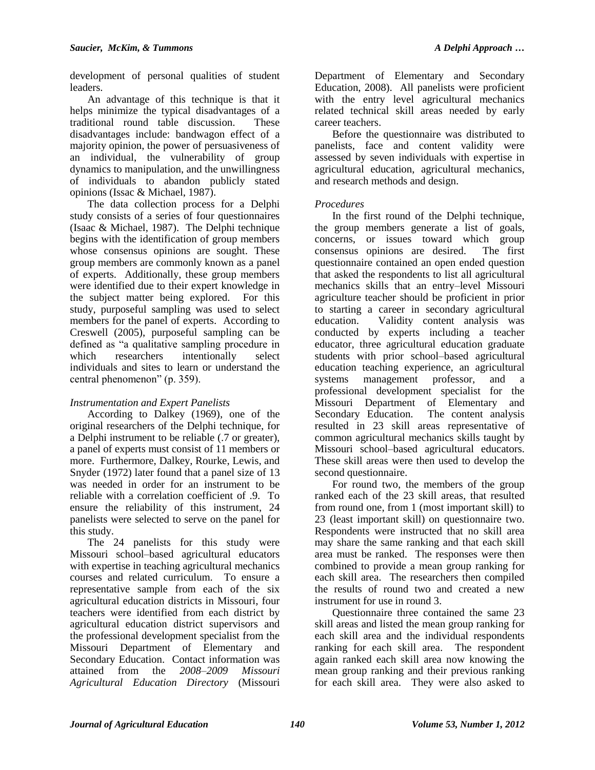development of personal qualities of student leaders.

An advantage of this technique is that it helps minimize the typical disadvantages of a traditional round table discussion. These disadvantages include: bandwagon effect of a majority opinion, the power of persuasiveness of an individual, the vulnerability of group dynamics to manipulation, and the unwillingness of individuals to abandon publicly stated opinions (Issac & Michael, 1987).

The data collection process for a Delphi study consists of a series of four questionnaires (Isaac & Michael, 1987). The Delphi technique begins with the identification of group members whose consensus opinions are sought. These group members are commonly known as a panel of experts. Additionally, these group members were identified due to their expert knowledge in the subject matter being explored. For this study, purposeful sampling was used to select members for the panel of experts. According to Creswell (2005), purposeful sampling can be defined as "a qualitative sampling procedure in which researchers intentionally select individuals and sites to learn or understand the central phenomenon" (p. 359).

### *Instrumentation and Expert Panelists*

According to Dalkey (1969), one of the original researchers of the Delphi technique, for a Delphi instrument to be reliable (.7 or greater), a panel of experts must consist of 11 members or more. Furthermore, Dalkey, Rourke, Lewis, and Snyder (1972) later found that a panel size of 13 was needed in order for an instrument to be reliable with a correlation coefficient of .9. To ensure the reliability of this instrument, 24 panelists were selected to serve on the panel for this study.

The 24 panelists for this study were Missouri school–based agricultural educators with expertise in teaching agricultural mechanics courses and related curriculum. To ensure a representative sample from each of the six agricultural education districts in Missouri, four teachers were identified from each district by agricultural education district supervisors and the professional development specialist from the Missouri Department of Elementary and Secondary Education. Contact information was attained from the *2008–2009 Missouri Agricultural Education Directory* (Missouri Department of Elementary and Secondary Education, 2008). All panelists were proficient with the entry level agricultural mechanics related technical skill areas needed by early career teachers.

Before the questionnaire was distributed to panelists, face and content validity were assessed by seven individuals with expertise in agricultural education, agricultural mechanics, and research methods and design.

### *Procedures*

In the first round of the Delphi technique, the group members generate a list of goals, concerns, or issues toward which group consensus opinions are desired. The first questionnaire contained an open ended question that asked the respondents to list all agricultural mechanics skills that an entry–level Missouri agriculture teacher should be proficient in prior to starting a career in secondary agricultural education. Validity content analysis was conducted by experts including a teacher educator, three agricultural education graduate students with prior school–based agricultural education teaching experience, an agricultural systems management professor, and a professional development specialist for the Missouri Department of Elementary and Secondary Education. The content analysis resulted in 23 skill areas representative of common agricultural mechanics skills taught by Missouri school–based agricultural educators. These skill areas were then used to develop the second questionnaire.

For round two, the members of the group ranked each of the 23 skill areas, that resulted from round one, from 1 (most important skill) to 23 (least important skill) on questionnaire two. Respondents were instructed that no skill area may share the same ranking and that each skill area must be ranked. The responses were then combined to provide a mean group ranking for each skill area. The researchers then compiled the results of round two and created a new instrument for use in round 3.

Questionnaire three contained the same 23 skill areas and listed the mean group ranking for each skill area and the individual respondents ranking for each skill area. The respondent again ranked each skill area now knowing the mean group ranking and their previous ranking for each skill area. They were also asked to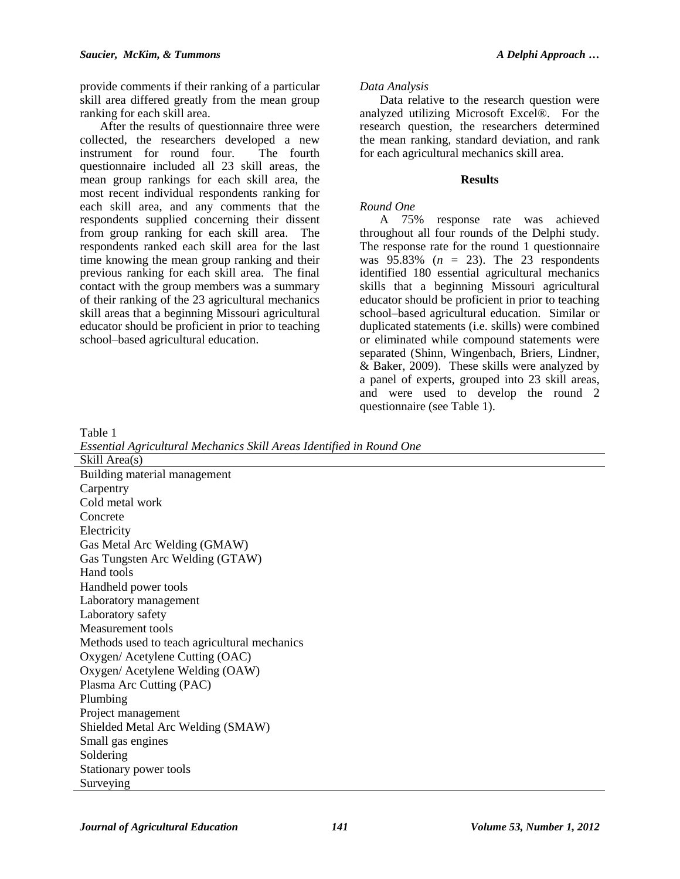provide comments if their ranking of a particular skill area differed greatly from the mean group ranking for each skill area.

After the results of questionnaire three were collected, the researchers developed a new instrument for round four. The fourth questionnaire included all 23 skill areas, the mean group rankings for each skill area, the most recent individual respondents ranking for each skill area, and any comments that the respondents supplied concerning their dissent from group ranking for each skill area. The respondents ranked each skill area for the last time knowing the mean group ranking and their previous ranking for each skill area. The final contact with the group members was a summary of their ranking of the 23 agricultural mechanics skill areas that a beginning Missouri agricultural educator should be proficient in prior to teaching school–based agricultural education.

*Data Analysis*

Data relative to the research question were analyzed utilizing Microsoft Excel®. For the research question, the researchers determined the mean ranking, standard deviation, and rank for each agricultural mechanics skill area.

## Results

*Round One*

A 75% response rate was achieved throughout all four rounds of the Delphi study. The response rate for the round 1 questionnaire was 95.83% ($n$ = 23). The 23 respondents identified 180 essential agricultural mechanics skills that a beginning Missouri agricultural educator should be proficient in prior to teaching school–based agricultural education. Similar or duplicated statements (i.e. skills) were combined or eliminated while compound statements were separated (Shinn, Wingenbach, Briers, Lindner, & Baker, 2009). These skills were analyzed by a panel of experts, grouped into 23 skill areas, and were used to develop the round 2 questionnaire (see Table 1).

Table 1
*Essential Agricultural Mechanics Skill Areas Identified in Round One*

| Skill Area(s) |
|---|
| Building material management |
| Carpentry |
| Cold metal work |
| Concrete |
| Electricity |
| Gas Metal Arc Welding (GMAW) |
| Gas Tungsten Arc Welding (GTAW) |
| Hand tools |
| Handheld power tools |
| Laboratory management |
| Laboratory safety |
| Measurement tools |
| Methods used to teach agricultural mechanics |
| Oxygen/ Acetylene Cutting (OAC) |
| Oxygen/ Acetylene Welding (OAW) |
| Plasma Arc Cutting (PAC) |
| Plumbing |
| Project management |
| Shielded Metal Arc Welding (SMAW) |
| Small gas engines |
| Soldering |
| Stationary power tools |
| Surveying |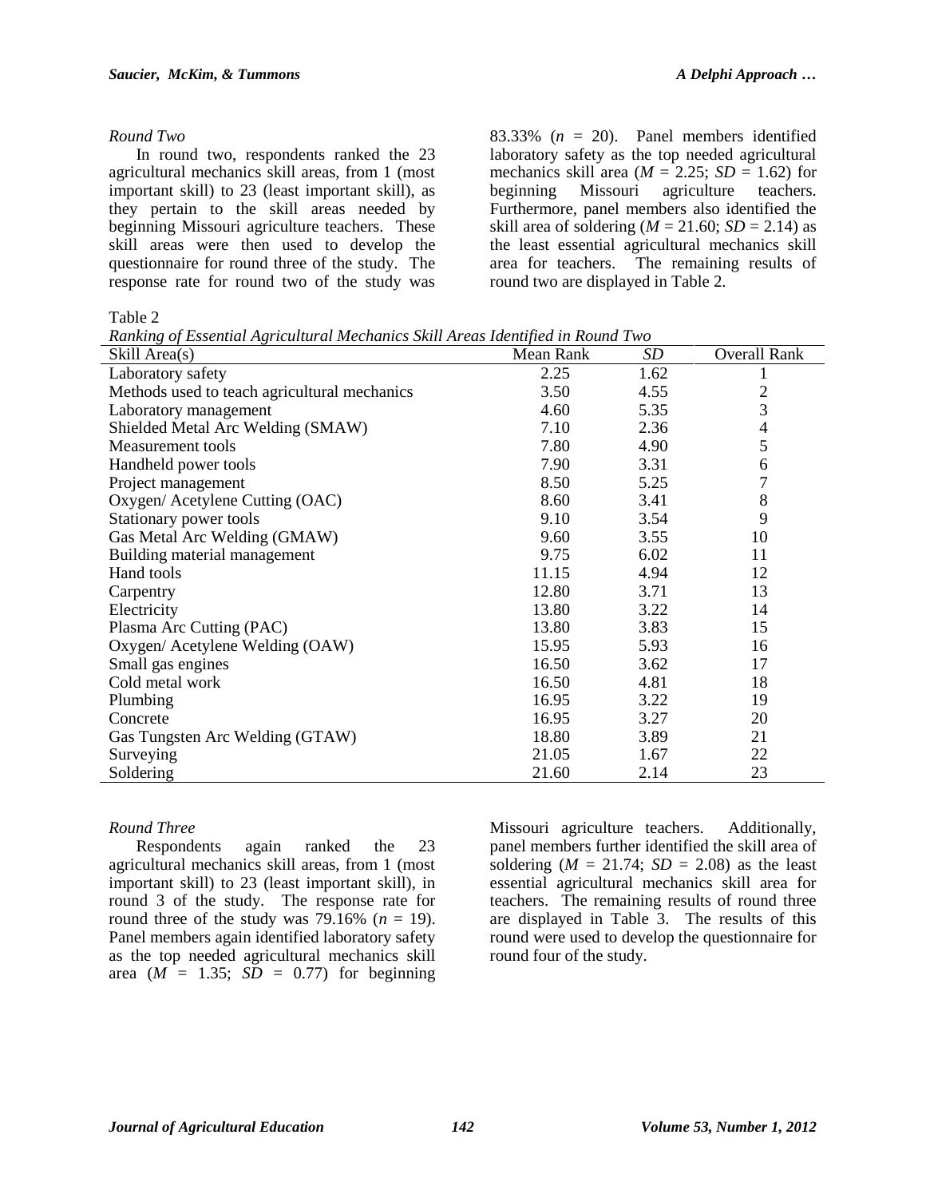*Round Two*

In round two, respondents ranked the 23 agricultural mechanics skill areas, from 1 (most important skill) to 23 (least important skill), as they pertain to the skill areas needed by beginning Missouri agriculture teachers. These skill areas were then used to develop the questionnaire for round three of the study. The response rate for round two of the study was 83.33% ($n$ = 20). Panel members identified laboratory safety as the top needed agricultural mechanics skill area ($M$ = 2.25; $SD$ = 1.62) for beginning Missouri agriculture teachers. Furthermore, panel members also identified the skill area of soldering ($M$ = 21.60; $SD$ = 2.14) as the least essential agricultural mechanics skill area for teachers. The remaining results of round two are displayed in Table 2.

Table 2
*Ranking of Essential Agricultural Mechanics Skill Areas Identified in Round Two*

| Skill Area(s) | Mean Rank | *SD* | Overall Rank |
|---|---|---|---|
| Laboratory safety | 2.25 | 1.62 | 1 |
| Methods used to teach agricultural mechanics | 3.50 | 4.55 | 2 |
| Laboratory management | 4.60 | 5.35 | 3 |
| Shielded Metal Arc Welding (SMAW) | 7.10 | 2.36 | 4 |
| Measurement tools | 7.80 | 4.90 | 5 |
| Handheld power tools | 7.90 | 3.31 | 6 |
| Project management | 8.50 | 5.25 | 7 |
| Oxygen/ Acetylene Cutting (OAC) | 8.60 | 3.41 | 8 |
| Stationary power tools | 9.10 | 3.54 | 9 |
| Gas Metal Arc Welding (GMAW) | 9.60 | 3.55 | 10 |
| Building material management | 9.75 | 6.02 | 11 |
| Hand tools | 11.15 | 4.94 | 12 |
| Carpentry | 12.80 | 3.71 | 13 |
| Electricity | 13.80 | 3.22 | 14 |
| Plasma Arc Cutting (PAC) | 13.80 | 3.83 | 15 |
| Oxygen/ Acetylene Welding (OAW) | 15.95 | 5.93 | 16 |
| Small gas engines | 16.50 | 3.62 | 17 |
| Cold metal work | 16.50 | 4.81 | 18 |
| Plumbing | 16.95 | 3.22 | 19 |
| Concrete | 16.95 | 3.27 | 20 |
| Gas Tungsten Arc Welding (GTAW) | 18.80 | 3.89 | 21 |
| Surveying | 21.05 | 1.67 | 22 |
| Soldering | 21.60 | 2.14 | 23 |

*Round Three*

Respondents again ranked the 23 agricultural mechanics skill areas, from 1 (most important skill) to 23 (least important skill), in round 3 of the study. The response rate for round three of the study was 79.16% ($n$ = 19). Panel members again identified laboratory safety as the top needed agricultural mechanics skill area ($M$ = 1.35; $SD$ = 0.77) for beginning Missouri agriculture teachers. Additionally, panel members further identified the skill area of soldering ($M$ = 21.74; $SD$ = 2.08) as the least essential agricultural mechanics skill area for teachers. The remaining results of round three are displayed in Table 3. The results of this round were used to develop the questionnaire for round four of the study.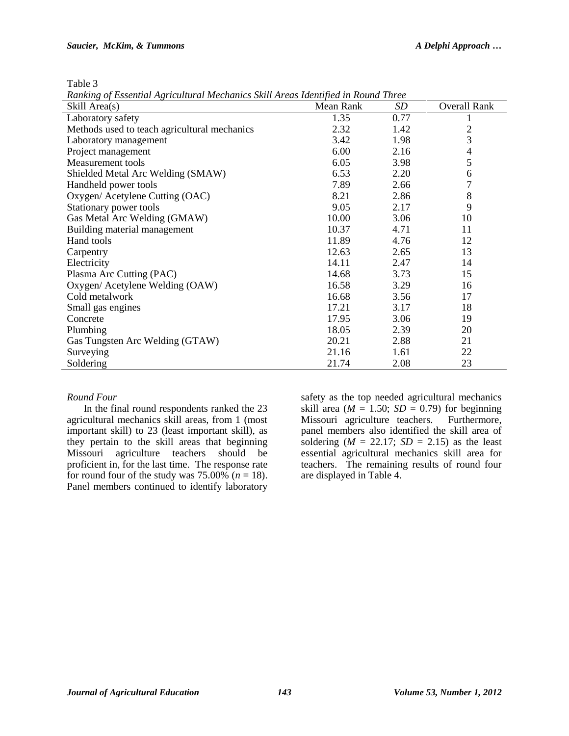Table 3

*Ranking of Essential Agricultural Mechanics Skill Areas Identified in Round Three*

| Skill Area(s) | Mean Rank | *SD* | Overall Rank |
|---|---|---|---|
| Laboratory safety | 1.35 | 0.77 | 1 |
| Methods used to teach agricultural mechanics | 2.32 | 1.42 | 2 |
| Laboratory management | 3.42 | 1.98 | 3 |
| Project management | 6.00 | 2.16 | 4 |
| Measurement tools | 6.05 | 3.98 | 5 |
| Shielded Metal Arc Welding (SMAW) | 6.53 | 2.20 | 6 |
| Handheld power tools | 7.89 | 2.66 | 7 |
| Oxygen/ Acetylene Cutting (OAC) | 8.21 | 2.86 | 8 |
| Stationary power tools | 9.05 | 2.17 | 9 |
| Gas Metal Arc Welding (GMAW) | 10.00 | 3.06 | 10 |
| Building material management | 10.37 | 4.71 | 11 |
| Hand tools | 11.89 | 4.76 | 12 |
| Carpentry | 12.63 | 2.65 | 13 |
| Electricity | 14.11 | 2.47 | 14 |
| Plasma Arc Cutting (PAC) | 14.68 | 3.73 | 15 |
| Oxygen/ Acetylene Welding (OAW) | 16.58 | 3.29 | 16 |
| Cold metalwork | 16.68 | 3.56 | 17 |
| Small gas engines | 17.21 | 3.17 | 18 |
| Concrete | 17.95 | 3.06 | 19 |
| Plumbing | 18.05 | 2.39 | 20 |
| Gas Tungsten Arc Welding (GTAW) | 20.21 | 2.88 | 21 |
| Surveying | 21.16 | 1.61 | 22 |
| Soldering | 21.74 | 2.08 | 23 |

*Round Four*

In the final round respondents ranked the 23 agricultural mechanics skill areas, from 1 (most important skill) to 23 (least important skill), as they pertain to the skill areas that beginning Missouri agriculture teachers should be proficient in, for the last time. The response rate for round four of the study was 75.00% ($n$ = 18). Panel members continued to identify laboratory safety as the top needed agricultural mechanics skill area ($M$ = 1.50; $SD$ = 0.79) for beginning Missouri agriculture teachers. Furthermore, panel members also identified the skill area of soldering ($M$ = 22.17; $SD$ = 2.15) as the least essential agricultural mechanics skill area for teachers. The remaining results of round four are displayed in Table 4.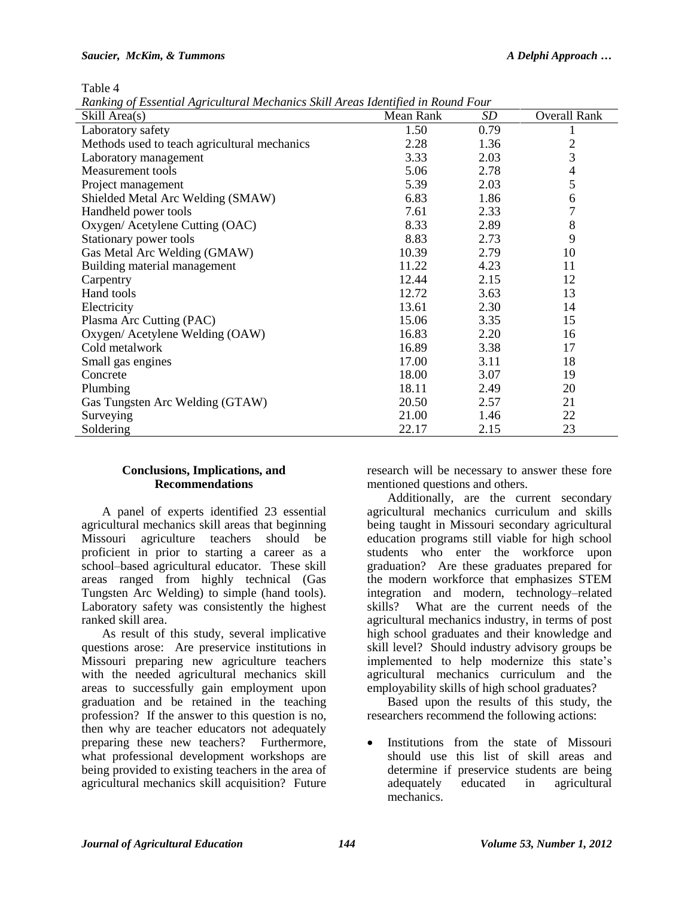Table 4

*Ranking of Essential Agricultural Mechanics Skill Areas Identified in Round Four*

| Skill Area(s) | Mean Rank | *SD* | Overall Rank |
|---|---|---|---|
| Laboratory safety | 1.50 | 0.79 | 1 |
| Methods used to teach agricultural mechanics | 2.28 | 1.36 | 2 |
| Laboratory management | 3.33 | 2.03 | 3 |
| Measurement tools | 5.06 | 2.78 | 4 |
| Project management | 5.39 | 2.03 | 5 |
| Shielded Metal Arc Welding (SMAW) | 6.83 | 1.86 | 6 |
| Handheld power tools | 7.61 | 2.33 | 7 |
| Oxygen/ Acetylene Cutting (OAC) | 8.33 | 2.89 | 8 |
| Stationary power tools | 8.83 | 2.73 | 9 |
| Gas Metal Arc Welding (GMAW) | 10.39 | 2.79 | 10 |
| Building material management | 11.22 | 4.23 | 11 |
| Carpentry | 12.44 | 2.15 | 12 |
| Hand tools | 12.72 | 3.63 | 13 |
| Electricity | 13.61 | 2.30 | 14 |
| Plasma Arc Cutting (PAC) | 15.06 | 3.35 | 15 |
| Oxygen/ Acetylene Welding (OAW) | 16.83 | 2.20 | 16 |
| Cold metalwork | 16.89 | 3.38 | 17 |
| Small gas engines | 17.00 | 3.11 | 18 |
| Concrete | 18.00 | 3.07 | 19 |
| Plumbing | 18.11 | 2.49 | 20 |
| Gas Tungsten Arc Welding (GTAW) | 20.50 | 2.57 | 21 |
| Surveying | 21.00 | 1.46 | 22 |
| Soldering | 22.17 | 2.15 | 23 |

## Conclusions, Implications, and Recommendations

A panel of experts identified 23 essential agricultural mechanics skill areas that beginning Missouri agriculture teachers should be proficient in prior to starting a career as a school–based agricultural educator. These skill areas ranged from highly technical (Gas Tungsten Arc Welding) to simple (hand tools). Laboratory safety was consistently the highest ranked skill area.

As result of this study, several implicative questions arose: Are preservice institutions in Missouri preparing new agriculture teachers with the needed agricultural mechanics skill areas to successfully gain employment upon graduation and be retained in the teaching profession? If the answer to this question is no, then why are teacher educators not adequately preparing these new teachers? Furthermore, what professional development workshops are being provided to existing teachers in the area of agricultural mechanics skill acquisition? Future research will be necessary to answer these fore mentioned questions and others.

Additionally, are the current secondary agricultural mechanics curriculum and skills being taught in Missouri secondary agricultural education programs still viable for high school students who enter the workforce upon graduation? Are these graduates prepared for the modern workforce that emphasizes STEM integration and modern, technology–related skills? What are the current needs of the agricultural mechanics industry, in terms of post high school graduates and their knowledge and skill level? Should industry advisory groups be implemented to help modernize this state's agricultural mechanics curriculum and the employability skills of high school graduates?

Based upon the results of this study, the researchers recommend the following actions:

- Institutions from the state of Missouri should use this list of skill areas and determine if preservice students are being adequately educated in agricultural mechanics.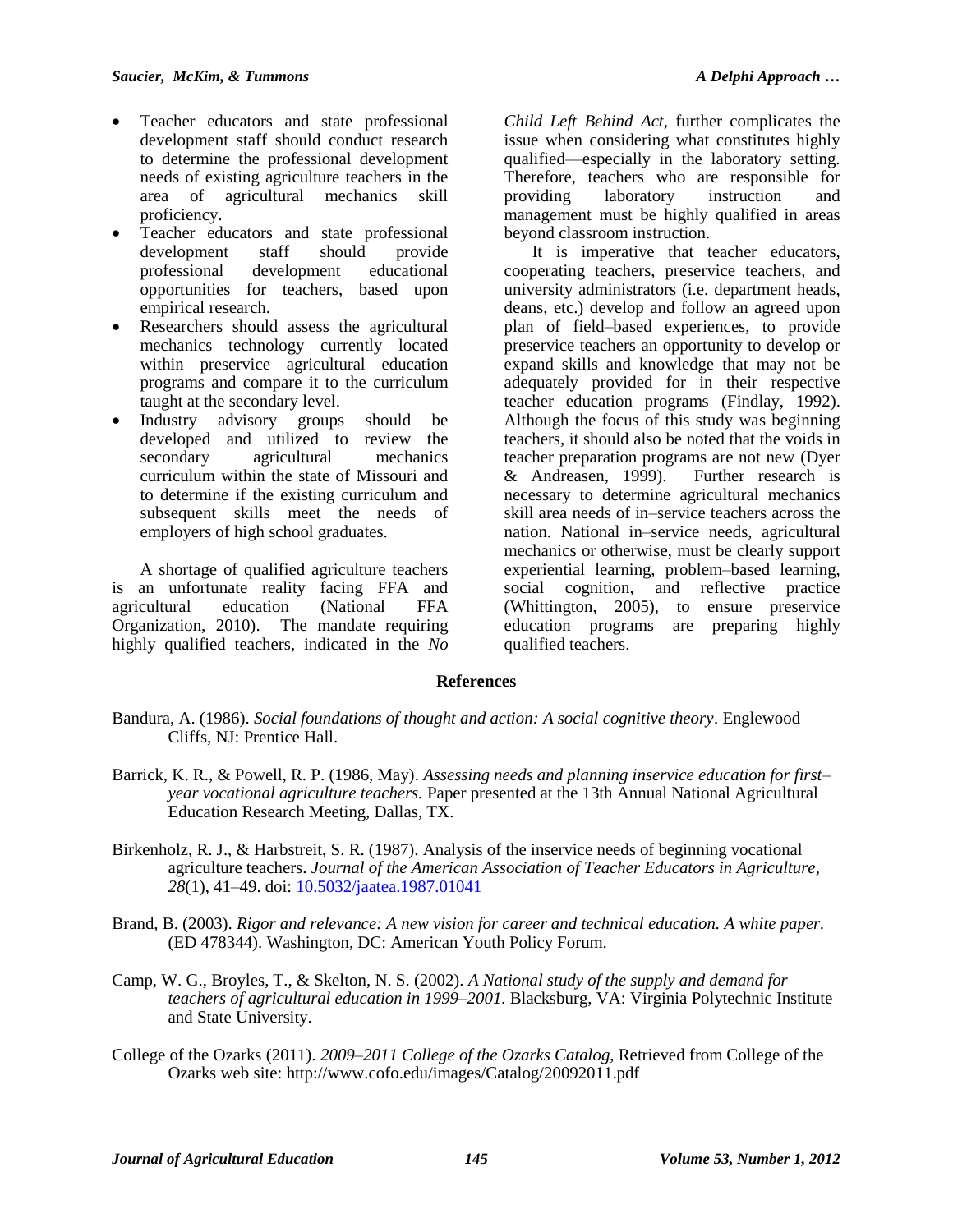- Teacher educators and state professional development staff should conduct research to determine the professional development needs of existing agriculture teachers in the area of agricultural mechanics skill proficiency.
- Teacher educators and state professional development staff should provide professional development educational opportunities for teachers, based upon empirical research.
- Researchers should assess the agricultural mechanics technology currently located within preservice agricultural education programs and compare it to the curriculum taught at the secondary level.
- Industry advisory groups should be developed and utilized to review the secondary agricultural mechanics curriculum within the state of Missouri and to determine if the existing curriculum and subsequent skills meet the needs of employers of high school graduates.

A shortage of qualified agriculture teachers is an unfortunate reality facing FFA and agricultural education (National FFA Organization, 2010). The mandate requiring highly qualified teachers, indicated in the *No Child Left Behind Act*, further complicates the issue when considering what constitutes highly qualified—especially in the laboratory setting. Therefore, teachers who are responsible for providing laboratory instruction and management must be highly qualified in areas beyond classroom instruction.

It is imperative that teacher educators, cooperating teachers, preservice teachers, and university administrators (i.e. department heads, deans, etc.) develop and follow an agreed upon plan of field–based experiences, to provide preservice teachers an opportunity to develop or expand skills and knowledge that may not be adequately provided for in their respective teacher education programs (Findlay, 1992). Although the focus of this study was beginning teachers, it should also be noted that the voids in teacher preparation programs are not new (Dyer & Andreasen, 1999). Further research is necessary to determine agricultural mechanics skill area needs of in–service teachers across the nation. National in–service needs, agricultural mechanics or otherwise, must be clearly support experiential learning, problem–based learning, social cognition, and reflective practice (Whittington, 2005), to ensure preservice education programs are preparing highly qualified teachers.

## References

Bandura, A. (1986). *Social foundations of thought and action: A social cognitive theory*. Englewood Cliffs, NJ: Prentice Hall.

Barrick, K. R., & Powell, R. P. (1986, May). *Assessing needs and planning inservice education for first–year vocational agriculture teachers.* Paper presented at the 13th Annual National Agricultural Education Research Meeting, Dallas, TX.

Birkenholz, R. J., & Harbstreit, S. R. (1987). Analysis of the inservice needs of beginning vocational agriculture teachers. *Journal of the American Association of Teacher Educators in Agriculture, 28*(1), 41–49. doi: 10.5032/jaatea.1987.01041

Brand, B. (2003). *Rigor and relevance: A new vision for career and technical education. A white paper.* (ED 478344). Washington, DC: American Youth Policy Forum.

Camp, W. G., Broyles, T., & Skelton, N. S. (2002). *A National study of the supply and demand for teachers of agricultural education in 1999–2001.* Blacksburg, VA: Virginia Polytechnic Institute and State University.

College of the Ozarks (2011). *2009–2011 College of the Ozarks Catalog,* Retrieved from College of the Ozarks web site: http://www.cofo.edu/images/Catalog/20092011.pdf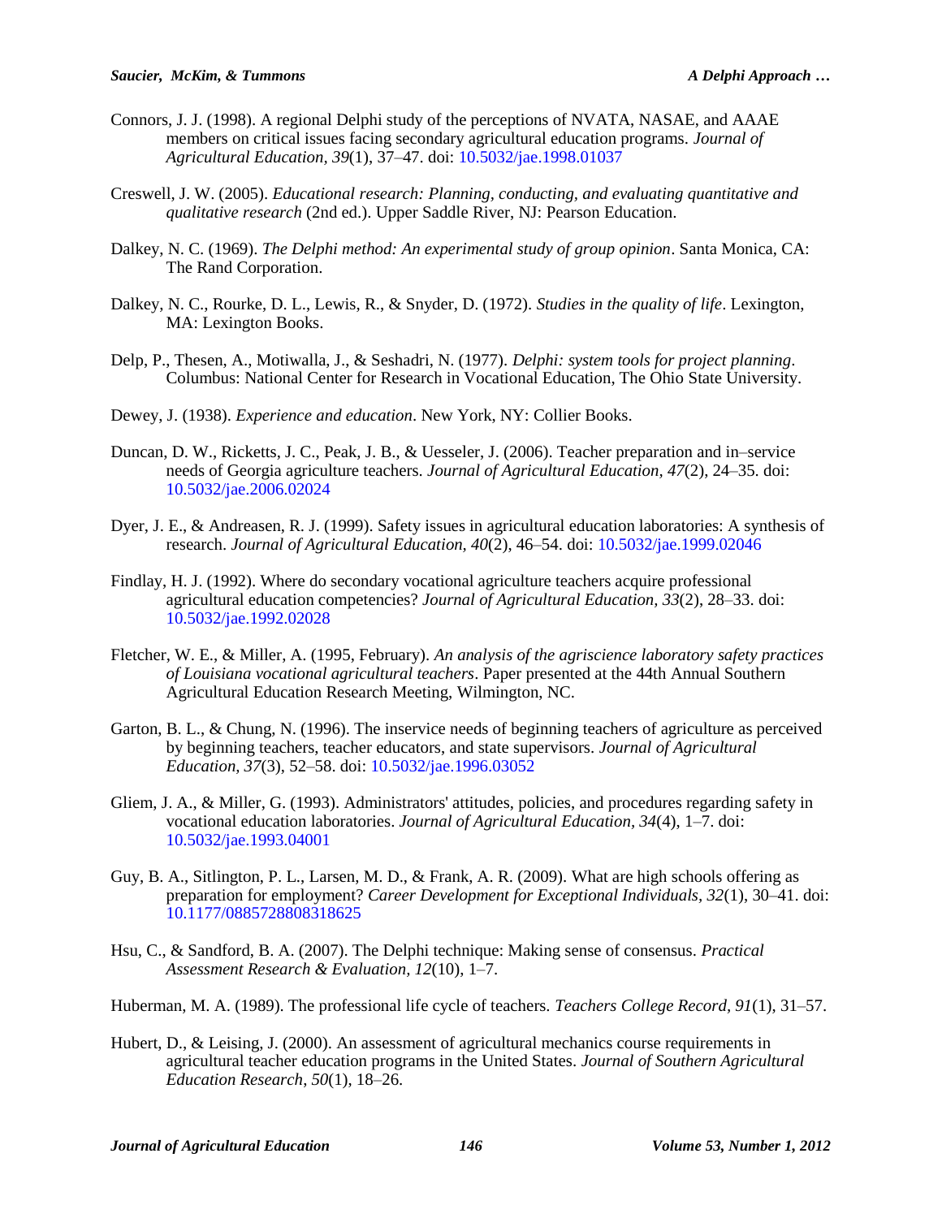Connors, J. J. (1998). A regional Delphi study of the perceptions of NVATA, NASAE, and AAAE members on critical issues facing secondary agricultural education programs. *Journal of Agricultural Education, 39*(1), 37–47. doi: 10.5032/jae.1998.01037

Creswell, J. W. (2005). *Educational research: Planning, conducting, and evaluating quantitative and qualitative research* (2nd ed.). Upper Saddle River, NJ: Pearson Education.

Dalkey, N. C. (1969). *The Delphi method: An experimental study of group opinion*. Santa Monica, CA: The Rand Corporation.

Dalkey, N. C., Rourke, D. L., Lewis, R., & Snyder, D. (1972). *Studies in the quality of life*. Lexington, MA: Lexington Books.

Delp, P., Thesen, A., Motiwalla, J., & Seshadri, N. (1977). *Delphi: system tools for project planning*. Columbus: National Center for Research in Vocational Education, The Ohio State University.

Dewey, J. (1938). *Experience and education*. New York, NY: Collier Books.

Duncan, D. W., Ricketts, J. C., Peak, J. B., & Uesseler, J. (2006). Teacher preparation and in–service needs of Georgia agriculture teachers. *Journal of Agricultural Education, 47*(2), 24–35. doi: 10.5032/jae.2006.02024

Dyer, J. E., & Andreasen, R. J. (1999). Safety issues in agricultural education laboratories: A synthesis of research. *Journal of Agricultural Education, 40*(2), 46–54. doi: 10.5032/jae.1999.02046

Findlay, H. J. (1992). Where do secondary vocational agriculture teachers acquire professional agricultural education competencies? *Journal of Agricultural Education, 33*(2), 28–33. doi: 10.5032/jae.1992.02028

Fletcher, W. E., & Miller, A. (1995, February). *An analysis of the agriscience laboratory safety practices of Louisiana vocational agricultural teachers*. Paper presented at the 44th Annual Southern Agricultural Education Research Meeting, Wilmington, NC.

Garton, B. L., & Chung, N. (1996). The inservice needs of beginning teachers of agriculture as perceived by beginning teachers, teacher educators, and state supervisors. *Journal of Agricultural Education, 37*(3), 52–58. doi: 10.5032/jae.1996.03052

Gliem, J. A., & Miller, G. (1993). Administrators' attitudes, policies, and procedures regarding safety in vocational education laboratories. *Journal of Agricultural Education, 34*(4), 1–7. doi: 10.5032/jae.1993.04001

Guy, B. A., Sitlington, P. L., Larsen, M. D., & Frank, A. R. (2009). What are high schools offering as preparation for employment? *Career Development for Exceptional Individuals, 32*(1), 30–41. doi: 10.1177/0885728808318625

Hsu, C., & Sandford, B. A. (2007). The Delphi technique: Making sense of consensus. *Practical Assessment Research & Evaluation, 12*(10), 1–7.

Huberman, M. A. (1989). The professional life cycle of teachers. *Teachers College Record, 91*(1), 31–57.

Hubert, D., & Leising, J. (2000). An assessment of agricultural mechanics course requirements in agricultural teacher education programs in the United States. *Journal of Southern Agricultural Education Research, 50*(1), 18–26.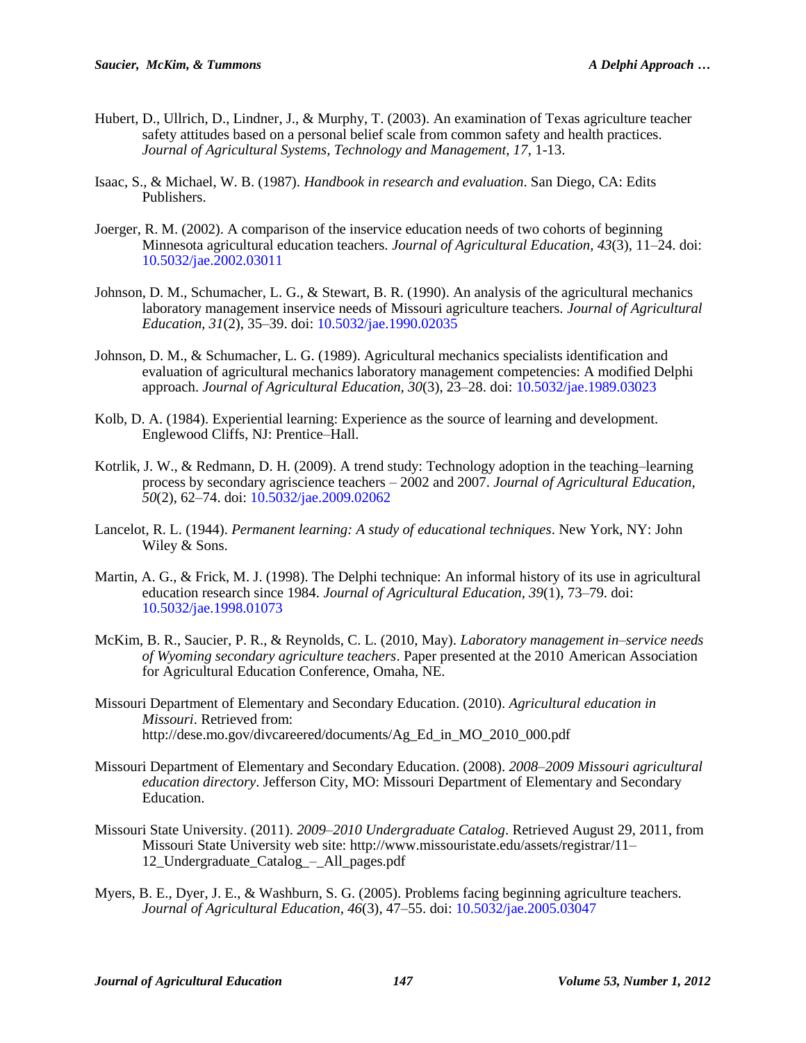Hubert, D., Ullrich, D., Lindner, J., & Murphy, T. (2003). An examination of Texas agriculture teacher safety attitudes based on a personal belief scale from common safety and health practices. *Journal of Agricultural Systems, Technology and Management, 17*, 1-13.

Isaac, S., & Michael, W. B. (1987). *Handbook in research and evaluation*. San Diego, CA: Edits Publishers.

Joerger, R. M. (2002). A comparison of the inservice education needs of two cohorts of beginning Minnesota agricultural education teachers. *Journal of Agricultural Education, 43*(3), 11–24. doi: 10.5032/jae.2002.03011

Johnson, D. M., Schumacher, L. G., & Stewart, B. R. (1990). An analysis of the agricultural mechanics laboratory management inservice needs of Missouri agriculture teachers. *Journal of Agricultural Education, 31*(2), 35–39. doi: 10.5032/jae.1990.02035

Johnson, D. M., & Schumacher, L. G. (1989). Agricultural mechanics specialists identification and evaluation of agricultural mechanics laboratory management competencies: A modified Delphi approach. *Journal of Agricultural Education, 30*(3), 23–28. doi: 10.5032/jae.1989.03023

Kolb, D. A. (1984). Experiential learning: Experience as the source of learning and development. Englewood Cliffs, NJ: Prentice–Hall.

Kotrlik, J. W., & Redmann, D. H. (2009). A trend study: Technology adoption in the teaching–learning process by secondary agriscience teachers – 2002 and 2007. *Journal of Agricultural Education, 50*(2), 62–74. doi: 10.5032/jae.2009.02062

Lancelot, R. L. (1944). *Permanent learning: A study of educational techniques*. New York, NY: John Wiley & Sons.

Martin, A. G., & Frick, M. J. (1998). The Delphi technique: An informal history of its use in agricultural education research since 1984. *Journal of Agricultural Education, 39*(1), 73–79. doi: 10.5032/jae.1998.01073

McKim, B. R., Saucier, P. R., & Reynolds, C. L. (2010, May). *Laboratory management in–service needs of Wyoming secondary agriculture teachers*. Paper presented at the 2010 American Association for Agricultural Education Conference, Omaha, NE.

Missouri Department of Elementary and Secondary Education. (2010). *Agricultural education in Missouri*. Retrieved from: http://dese.mo.gov/divcareered/documents/Ag_Ed_in_MO_2010_000.pdf

Missouri Department of Elementary and Secondary Education. (2008). *2008–2009 Missouri agricultural education directory*. Jefferson City, MO: Missouri Department of Elementary and Secondary Education.

Missouri State University. (2011). *2009–2010 Undergraduate Catalog*. Retrieved August 29, 2011, from Missouri State University web site: http://www.missouristate.edu/assets/registrar/11–12_Undergraduate_Catalog_–_All_pages.pdf

Myers, B. E., Dyer, J. E., & Washburn, S. G. (2005). Problems facing beginning agriculture teachers. *Journal of Agricultural Education, 46*(3), 47–55. doi: 10.5032/jae.2005.03047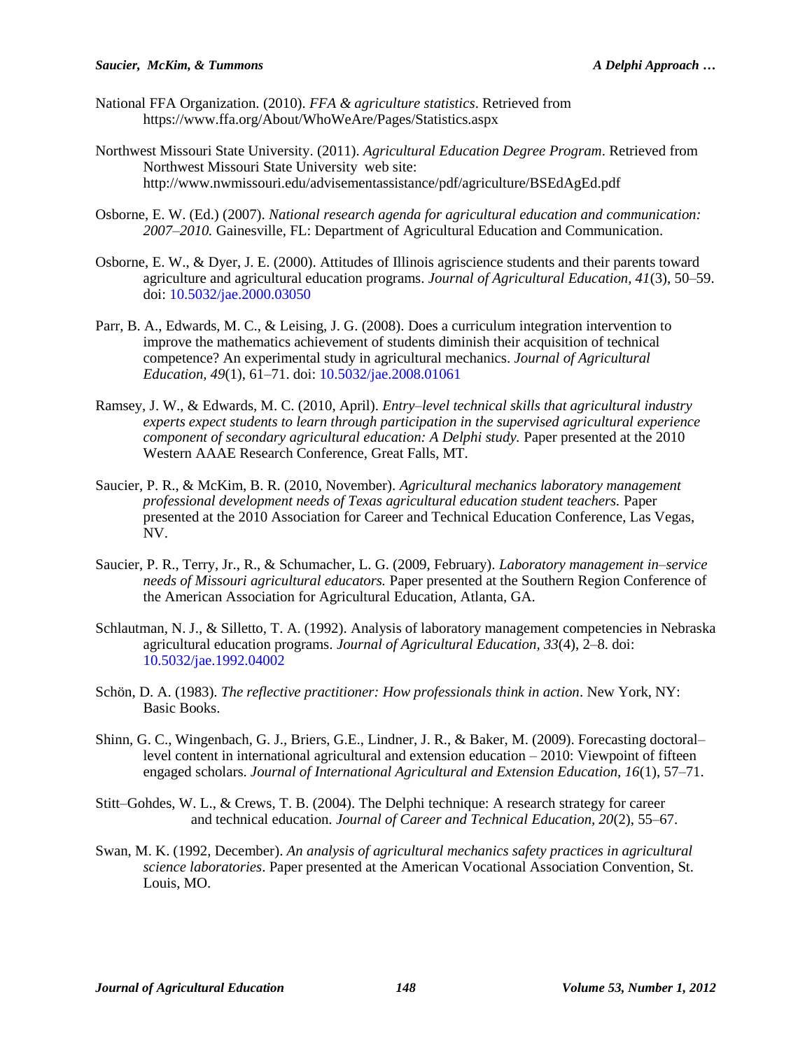National FFA Organization. (2010). *FFA & agriculture statistics*. Retrieved from https://www.ffa.org/About/WhoWeAre/Pages/Statistics.aspx

Northwest Missouri State University. (2011). *Agricultural Education Degree Program*. Retrieved from Northwest Missouri State University web site: http://www.nwmissouri.edu/advisementassistance/pdf/agriculture/BSEdAgEd.pdf

Osborne, E. W. (Ed.) (2007). *National research agenda for agricultural education and communication: 2007–2010.* Gainesville, FL: Department of Agricultural Education and Communication.

Osborne, E. W., & Dyer, J. E. (2000). Attitudes of Illinois agriscience students and their parents toward agriculture and agricultural education programs. *Journal of Agricultural Education*, *41*(3), 50–59. doi: 10.5032/jae.2000.03050

Parr, B. A., Edwards, M. C., & Leising, J. G. (2008). Does a curriculum integration intervention to improve the mathematics achievement of students diminish their acquisition of technical competence? An experimental study in agricultural mechanics. *Journal of Agricultural Education, 49*(1), 61–71. doi: 10.5032/jae.2008.01061

Ramsey, J. W., & Edwards, M. C. (2010, April). *Entry–level technical skills that agricultural industry experts expect students to learn through participation in the supervised agricultural experience component of secondary agricultural education: A Delphi study.* Paper presented at the 2010 Western AAAE Research Conference, Great Falls, MT.

Saucier, P. R., & McKim, B. R. (2010, November). *Agricultural mechanics laboratory management professional development needs of Texas agricultural education student teachers.* Paper presented at the 2010 Association for Career and Technical Education Conference, Las Vegas, NV.

Saucier, P. R., Terry, Jr., R., & Schumacher, L. G. (2009, February). *Laboratory management in–service needs of Missouri agricultural educators.* Paper presented at the Southern Region Conference of the American Association for Agricultural Education, Atlanta, GA.

Schlautman, N. J., & Silletto, T. A. (1992). Analysis of laboratory management competencies in Nebraska agricultural education programs. *Journal of Agricultural Education, 33*(4), 2–8. doi: 10.5032/jae.1992.04002

Schön, D. A. (1983). *The reflective practitioner: How professionals think in action*. New York, NY: Basic Books.

Shinn, G. C., Wingenbach, G. J., Briers, G.E., Lindner, J. R., & Baker, M. (2009). Forecasting doctoral–level content in international agricultural and extension education – 2010: Viewpoint of fifteen engaged scholars. *Journal of International Agricultural and Extension Education, 16*(1), 57–71.

Stitt–Gohdes, W. L., & Crews, T. B. (2004). The Delphi technique: A research strategy for career and technical education. *Journal of Career and Technical Education, 20*(2), 55–67.

Swan, M. K. (1992, December). *An analysis of agricultural mechanics safety practices in agricultural science laboratories*. Paper presented at the American Vocational Association Convention, St. Louis, MO.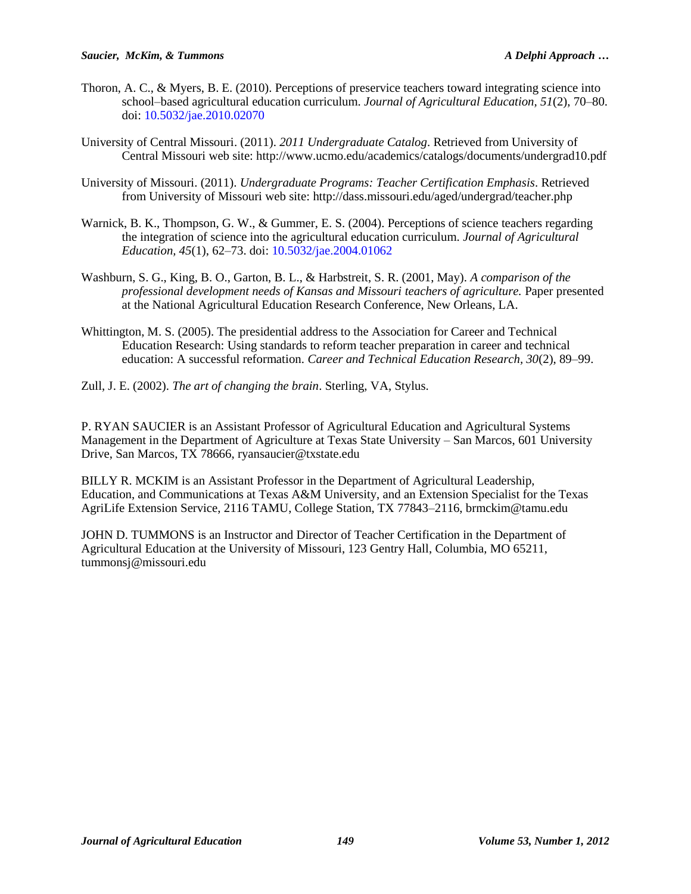Thoron, A. C., & Myers, B. E. (2010). Perceptions of preservice teachers toward integrating science into school–based agricultural education curriculum. *Journal of Agricultural Education*, *51*(2), 70–80. doi: 10.5032/jae.2010.02070

University of Central Missouri. (2011). *2011 Undergraduate Catalog*. Retrieved from University of Central Missouri web site: http://www.ucmo.edu/academics/catalogs/documents/undergrad10.pdf

University of Missouri. (2011). *Undergraduate Programs: Teacher Certification Emphasis*. Retrieved from University of Missouri web site: http://dass.missouri.edu/aged/undergrad/teacher.php

Warnick, B. K., Thompson, G. W., & Gummer, E. S. (2004). Perceptions of science teachers regarding the integration of science into the agricultural education curriculum. *Journal of Agricultural Education*, *45*(1), 62–73. doi: 10.5032/jae.2004.01062

Washburn, S. G., King, B. O., Garton, B. L., & Harbstreit, S. R. (2001, May). *A comparison of the professional development needs of Kansas and Missouri teachers of agriculture.* Paper presented at the National Agricultural Education Research Conference, New Orleans, LA.

Whittington, M. S. (2005). The presidential address to the Association for Career and Technical Education Research: Using standards to reform teacher preparation in career and technical education: A successful reformation. *Career and Technical Education Research, 30*(2), 89–99.

Zull, J. E. (2002). *The art of changing the brain*. Sterling, VA, Stylus.

P. RYAN SAUCIER is an Assistant Professor of Agricultural Education and Agricultural Systems Management in the Department of Agriculture at Texas State University – San Marcos, 601 University Drive, San Marcos, TX 78666, ryansaucier@txstate.edu

BILLY R. MCKIM is an Assistant Professor in the Department of Agricultural Leadership, Education, and Communications at Texas A&M University, and an Extension Specialist for the Texas AgriLife Extension Service, 2116 TAMU, College Station, TX 77843–2116, brmckim@tamu.edu

JOHN D. TUMMONS is an Instructor and Director of Teacher Certification in the Department of Agricultural Education at the University of Missouri, 123 Gentry Hall, Columbia, MO 65211, tummonsj@missouri.edu